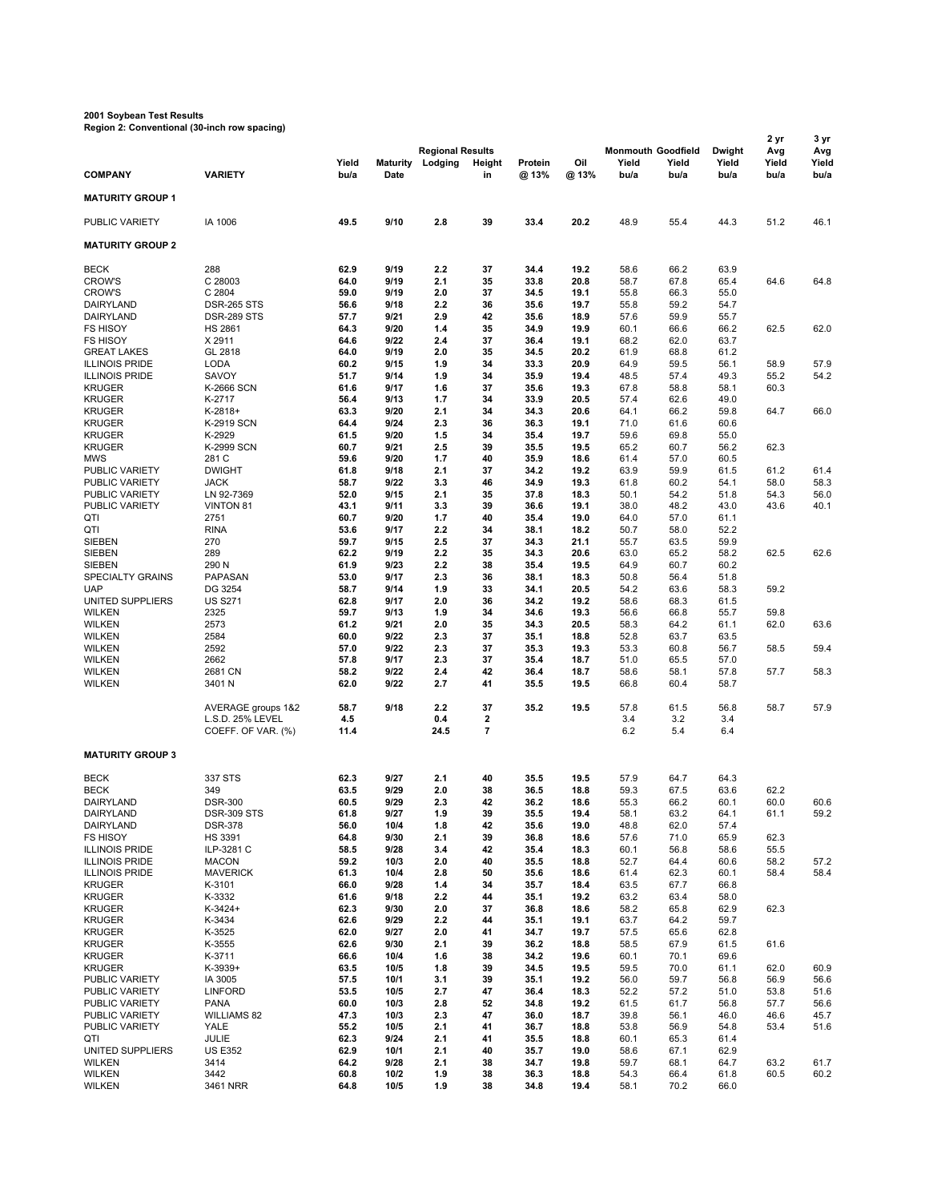**2001 Soybean Test Results**
**Region 2: Conventional (30-inch row spacing)**

| COMPANY | VARIETY | Regional Results Yield bu/a | Maturity Date | Lodging | Height in | Protein @ 13% | Oil @ 13% | Monmouth Yield bu/a | Goodfield Yield bu/a | Dwight Yield bu/a | 2 yr Avg Yield bu/a | 3 yr Avg Yield bu/a |
|---|---|---|---|---|---|---|---|---|---|---|---|---|
| **MATURITY GROUP 1** | | | | | | | | | | | | |
| PUBLIC VARIETY | IA 1006 | **49.5** | **9/10** | **2.8** | **39** | **33.4** | **20.2** | 48.9 | 55.4 | 44.3 | 51.2 | 46.1 |
| **MATURITY GROUP 2** | | | | | | | | | | | | |
| BECK | 288 | **62.9** | **9/19** | **2.2** | **37** | **34.4** | **19.2** | 58.6 | 66.2 | 63.9 | | |
| CROW'S | C 28003 | **64.0** | **9/19** | **2.1** | **35** | **33.8** | **20.8** | 58.7 | 67.8 | 65.4 | 64.6 | 64.8 |
| CROW'S | C 2804 | **59.0** | **9/19** | **2.0** | **37** | **34.5** | **19.1** | 55.8 | 66.3 | 55.0 | | |
| DAIRYLAND | DSR-265 STS | **56.6** | **9/18** | **2.2** | **36** | **35.6** | **19.7** | 55.8 | 59.2 | 54.7 | | |
| DAIRYLAND | DSR-289 STS | **57.7** | **9/21** | **2.9** | **42** | **35.6** | **18.9** | 57.6 | 59.9 | 55.7 | | |
| FS HISOY | HS 2861 | **64.3** | **9/20** | **1.4** | **35** | **34.9** | **19.9** | 60.1 | 66.6 | 66.2 | 62.5 | 62.0 |
| FS HISOY | X 2911 | **64.6** | **9/22** | **2.4** | **37** | **36.4** | **19.1** | 68.2 | 62.0 | 63.7 | | |
| GREAT LAKES | GL 2818 | **64.0** | **9/19** | **2.0** | **35** | **34.5** | **20.2** | 61.9 | 68.8 | 61.2 | | |
| ILLINOIS PRIDE | LODA | **60.2** | **9/15** | **1.9** | **34** | **33.3** | **20.9** | 64.9 | 59.5 | 56.1 | 58.9 | 57.9 |
| ILLINOIS PRIDE | SAVOY | **51.7** | **9/14** | **1.9** | **34** | **35.9** | **19.4** | 48.5 | 57.4 | 49.3 | 55.2 | 54.2 |
| KRUGER | K-2666 SCN | **61.6** | **9/17** | **1.6** | **37** | **35.6** | **19.3** | 67.8 | 58.8 | 58.1 | 60.3 | |
| KRUGER | K-2717 | **56.4** | **9/13** | **1.7** | **34** | **33.9** | **20.5** | 57.4 | 62.6 | 49.0 | | |
| KRUGER | K-2818+ | **63.3** | **9/20** | **2.1** | **34** | **34.3** | **20.6** | 64.1 | 66.2 | 59.8 | 64.7 | 66.0 |
| KRUGER | K-2919 SCN | **64.4** | **9/24** | **2.3** | **36** | **36.3** | **19.1** | 71.0 | 61.6 | 60.6 | | |
| KRUGER | K-2929 | **61.5** | **9/20** | **1.5** | **34** | **35.4** | **19.7** | 59.6 | 69.8 | 55.0 | | |
| KRUGER | K-2999 SCN | **60.7** | **9/21** | **2.5** | **39** | **35.5** | **19.5** | 65.2 | 60.7 | 56.2 | 62.3 | |
| MWS | 281 C | **59.6** | **9/20** | **1.7** | **40** | **35.9** | **18.6** | 61.4 | 57.0 | 60.5 | | |
| PUBLIC VARIETY | DWIGHT | **61.8** | **9/18** | **2.1** | **37** | **34.2** | **19.2** | 63.9 | 59.9 | 61.5 | 61.2 | 61.4 |
| PUBLIC VARIETY | JACK | **58.7** | **9/22** | **3.3** | **46** | **34.9** | **19.3** | 61.8 | 60.2 | 54.1 | 58.0 | 58.3 |
| PUBLIC VARIETY | LN 92-7369 | **52.0** | **9/15** | **2.1** | **35** | **37.8** | **18.3** | 50.1 | 54.2 | 51.8 | 54.3 | 56.0 |
| PUBLIC VARIETY | VINTON 81 | **43.1** | **9/11** | **3.3** | **39** | **36.6** | **19.1** | 38.0 | 48.2 | 43.0 | 43.6 | 40.1 |
| QTI | 2751 | **60.7** | **9/20** | **1.7** | **40** | **35.4** | **19.0** | 64.0 | 57.0 | 61.1 | | |
| QTI | RINA | **53.6** | **9/17** | **2.2** | **34** | **38.1** | **18.2** | 50.7 | 58.0 | 52.2 | | |
| SIEBEN | 270 | **59.7** | **9/15** | **2.5** | **37** | **34.3** | **21.1** | 55.7 | 63.5 | 59.9 | | |
| SIEBEN | 289 | **62.2** | **9/19** | **2.2** | **35** | **34.3** | **20.6** | 63.0 | 65.2 | 58.2 | 62.5 | 62.6 |
| SIEBEN | 290 N | **61.9** | **9/23** | **2.2** | **38** | **35.4** | **19.5** | 64.9 | 60.7 | 60.2 | | |
| SPECIALTY GRAINS | PAPASAN | **53.0** | **9/17** | **2.3** | **36** | **38.1** | **18.3** | 50.8 | 56.4 | 51.8 | | |
| UAP | DG 3254 | **58.7** | **9/14** | **1.9** | **33** | **34.1** | **20.5** | 54.2 | 63.6 | 58.3 | 59.2 | |
| UNITED SUPPLIERS | US S271 | **62.8** | **9/17** | **2.0** | **36** | **34.2** | **19.2** | 58.6 | 68.3 | 61.5 | | |
| WILKEN | 2325 | **59.7** | **9/13** | **1.9** | **34** | **34.6** | **19.3** | 56.6 | 66.8 | 55.7 | 59.8 | |
| WILKEN | 2573 | **61.2** | **9/21** | **2.0** | **35** | **34.3** | **20.5** | 58.3 | 64.2 | 61.1 | 62.0 | 63.6 |
| WILKEN | 2584 | **60.0** | **9/22** | **2.3** | **37** | **35.1** | **18.8** | 52.8 | 63.7 | 63.5 | | |
| WILKEN | 2592 | **57.0** | **9/22** | **2.3** | **37** | **35.3** | **19.3** | 53.3 | 60.8 | 56.7 | 58.5 | 59.4 |
| WILKEN | 2662 | **57.8** | **9/17** | **2.3** | **37** | **35.4** | **18.7** | 51.0 | 65.5 | 57.0 | | |
| WILKEN | 2681 CN | **58.2** | **9/22** | **2.4** | **42** | **36.4** | **18.7** | 58.6 | 58.1 | 57.8 | 57.7 | 58.3 |
| WILKEN | 3401 N | **62.0** | **9/22** | **2.7** | **41** | **35.5** | **19.5** | 66.8 | 60.4 | 58.7 | | |
| | AVERAGE groups 1&2 | **58.7** | **9/18** | **2.2** | **37** | **35.2** | **19.5** | 57.8 | 61.5 | 56.8 | 58.7 | 57.9 |
| | L.S.D. 25% LEVEL | **4.5** | | **0.4** | **2** | | | 3.4 | 3.2 | 3.4 | | |
| | COEFF. OF VAR. (%) | **11.4** | | **24.5** | **7** | | | 6.2 | 5.4 | 6.4 | | |
| **MATURITY GROUP 3** | | | | | | | | | | | | |
| BECK | 337 STS | **62.3** | **9/27** | **2.1** | **40** | **35.5** | **19.5** | 57.9 | 64.7 | 64.3 | | |
| BECK | 349 | **63.5** | **9/29** | **2.0** | **38** | **36.5** | **18.8** | 59.3 | 67.5 | 63.6 | 62.2 | |
| DAIRYLAND | DSR-300 | **60.5** | **9/29** | **2.3** | **42** | **36.2** | **18.6** | 55.3 | 66.2 | 60.1 | 60.0 | 60.6 |
| DAIRYLAND | DSR-309 STS | **61.8** | **9/27** | **1.9** | **39** | **35.5** | **19.4** | 58.1 | 63.2 | 64.1 | 61.1 | 59.2 |
| DAIRYLAND | DSR-378 | **56.0** | **10/4** | **1.8** | **42** | **35.6** | **19.0** | 48.8 | 62.0 | 57.4 | | |
| FS HISOY | HS 3391 | **64.8** | **9/30** | **2.1** | **39** | **36.8** | **18.6** | 57.6 | 71.0 | 65.9 | 62.3 | |
| ILLINOIS PRIDE | ILP-3281 C | **58.5** | **9/28** | **3.4** | **42** | **35.4** | **18.3** | 60.1 | 56.8 | 58.6 | 55.5 | |
| ILLINOIS PRIDE | MACON | **59.2** | **10/3** | **2.0** | **40** | **35.5** | **18.8** | 52.7 | 64.4 | 60.6 | 58.2 | 57.2 |
| ILLINOIS PRIDE | MAVERICK | **61.3** | **10/4** | **2.8** | **50** | **35.6** | **18.6** | 61.4 | 62.3 | 60.1 | 58.4 | 58.4 |
| KRUGER | K-3101 | **66.0** | **9/28** | **1.4** | **34** | **35.7** | **18.4** | 63.5 | 67.7 | 66.8 | | |
| KRUGER | K-3332 | **61.6** | **9/18** | **2.2** | **44** | **35.1** | **19.2** | 63.2 | 63.4 | 58.0 | | |
| KRUGER | K-3424+ | **62.3** | **9/30** | **2.0** | **37** | **36.8** | **18.6** | 58.2 | 65.8 | 62.9 | 62.3 | |
| KRUGER | K-3434 | **62.6** | **9/29** | **2.2** | **44** | **35.1** | **19.1** | 63.7 | 64.2 | 59.7 | | |
| KRUGER | K-3525 | **62.0** | **9/27** | **2.0** | **41** | **34.7** | **19.7** | 57.5 | 65.6 | 62.8 | | |
| KRUGER | K-3555 | **62.6** | **9/30** | **2.1** | **39** | **36.2** | **18.8** | 58.5 | 67.9 | 61.5 | 61.6 | |
| KRUGER | K-3711 | **66.6** | **10/4** | **1.6** | **38** | **34.2** | **19.6** | 60.1 | 70.1 | 69.6 | | |
| KRUGER | K-3939+ | **63.5** | **10/5** | **1.8** | **39** | **34.5** | **19.5** | 59.5 | 70.0 | 61.1 | 62.0 | 60.9 |
| PUBLIC VARIETY | IA 3005 | **57.5** | **10/1** | **3.1** | **39** | **35.1** | **19.2** | 56.0 | 59.7 | 56.8 | 56.9 | 56.6 |
| PUBLIC VARIETY | LINFORD | **53.5** | **10/5** | **2.7** | **47** | **36.4** | **18.3** | 52.2 | 57.2 | 51.0 | 53.8 | 51.6 |
| PUBLIC VARIETY | PANA | **60.0** | **10/3** | **2.8** | **52** | **34.8** | **19.2** | 61.5 | 61.7 | 56.8 | 57.7 | 56.6 |
| PUBLIC VARIETY | WILLIAMS 82 | **47.3** | **10/3** | **2.3** | **47** | **36.0** | **18.7** | 39.8 | 56.1 | 46.0 | 46.6 | 45.7 |
| PUBLIC VARIETY | YALE | **55.2** | **10/5** | **2.1** | **41** | **36.7** | **18.8** | 53.8 | 56.9 | 54.8 | 53.4 | 51.6 |
| QTI | JULIE | **62.3** | **9/24** | **2.1** | **41** | **35.5** | **18.8** | 60.1 | 65.3 | 61.4 | | |
| UNITED SUPPLIERS | US E352 | **62.9** | **10/1** | **2.1** | **40** | **35.7** | **19.0** | 58.6 | 67.1 | 62.9 | | |
| WILKEN | 3414 | **64.2** | **9/28** | **2.1** | **38** | **34.7** | **19.8** | 59.7 | 68.1 | 64.7 | 63.2 | 61.7 |
| WILKEN | 3442 | **60.8** | **10/2** | **1.9** | **38** | **36.3** | **18.8** | 54.3 | 66.4 | 61.8 | 60.5 | 60.2 |
| WILKEN | 3461 NRR | **64.8** | **10/5** | **1.9** | **38** | **34.8** | **19.4** | 58.1 | 70.2 | 66.0 | | |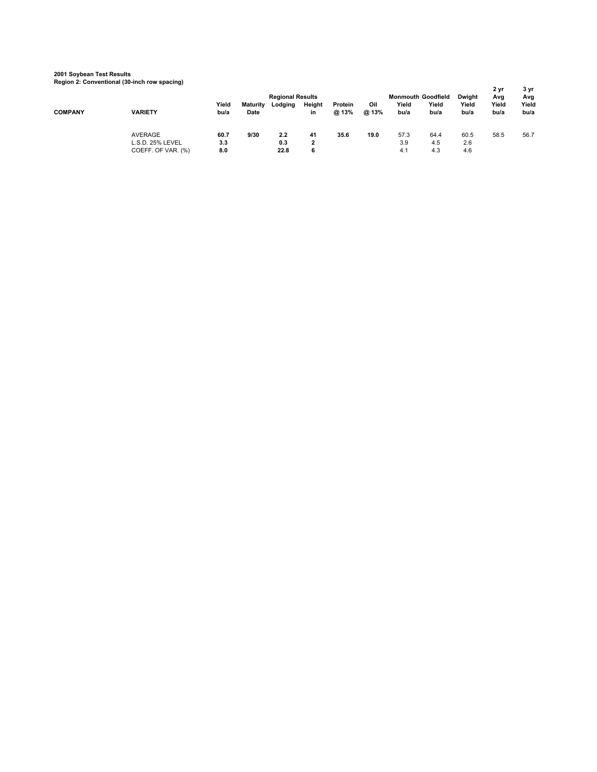**2001 Soybean Test Results**
**Region 2: Conventional (30-inch row spacing)**

| | | Regional Results | | | | | | Monmouth | Goodfield | Dwight | 2 yr Avg | 3 yr Avg |
|---|---|---|---|---|---|---|---|---|---|---|---|---|
| **COMPANY** | **VARIETY** | **Yield bu/a** | **Maturity Date** | **Lodging** | **Height in** | **Protein @ 13%** | **Oil @ 13%** | **Yield bu/a** | **Yield bu/a** | **Yield bu/a** | **Yield bu/a** | **Yield bu/a** |
| | AVERAGE | **60.7** | **9/30** | **2.2** | **41** | **35.6** | **19.0** | 57.3 | 64.4 | 60.5 | 58.5 | 56.7 |
| | L.S.D. 25% LEVEL | **3.3** | | **0.3** | **2** | | | 3.9 | 4.5 | 2.6 | | |
| | COEFF. OF VAR. (%) | **8.0** | | **22.8** | **6** | | | 4.1 | 4.3 | 4.6 | | |